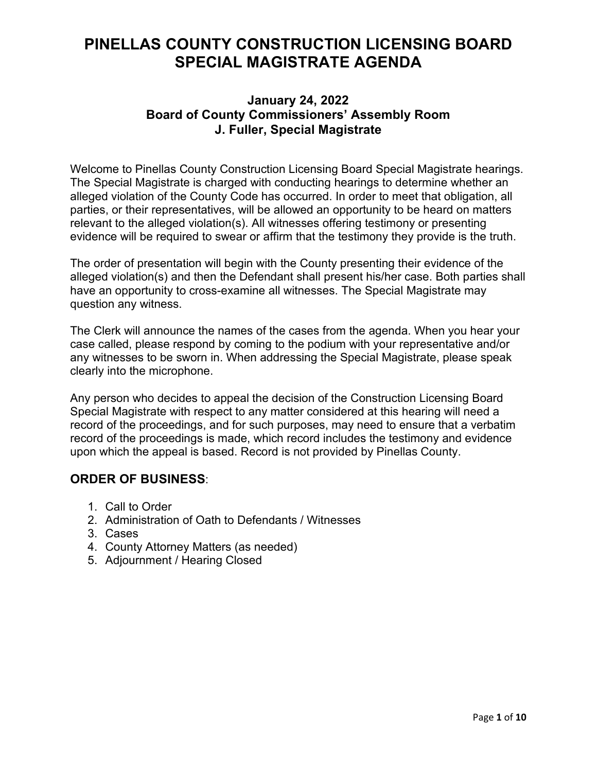# PINELLAS COUNTY CONSTRUCTION LICENSING BOARD SPECIAL MAGISTRATE AGENDA

### January 24, 2022
### Board of County Commissioners' Assembly Room
### J. Fuller, Special Magistrate

Welcome to Pinellas County Construction Licensing Board Special Magistrate hearings. The Special Magistrate is charged with conducting hearings to determine whether an alleged violation of the County Code has occurred. In order to meet that obligation, all parties, or their representatives, will be allowed an opportunity to be heard on matters relevant to the alleged violation(s). All witnesses offering testimony or presenting evidence will be required to swear or affirm that the testimony they provide is the truth.

The order of presentation will begin with the County presenting their evidence of the alleged violation(s) and then the Defendant shall present his/her case. Both parties shall have an opportunity to cross-examine all witnesses. The Special Magistrate may question any witness.

The Clerk will announce the names of the cases from the agenda. When you hear your case called, please respond by coming to the podium with your representative and/or any witnesses to be sworn in. When addressing the Special Magistrate, please speak clearly into the microphone.

Any person who decides to appeal the decision of the Construction Licensing Board Special Magistrate with respect to any matter considered at this hearing will need a record of the proceedings, and for such purposes, may need to ensure that a verbatim record of the proceedings is made, which record includes the testimony and evidence upon which the appeal is based. Record is not provided by Pinellas County.

## ORDER OF BUSINESS:

1. Call to Order
2. Administration of Oath to Defendants / Witnesses
3. Cases
4. County Attorney Matters (as needed)
5. Adjournment / Hearing Closed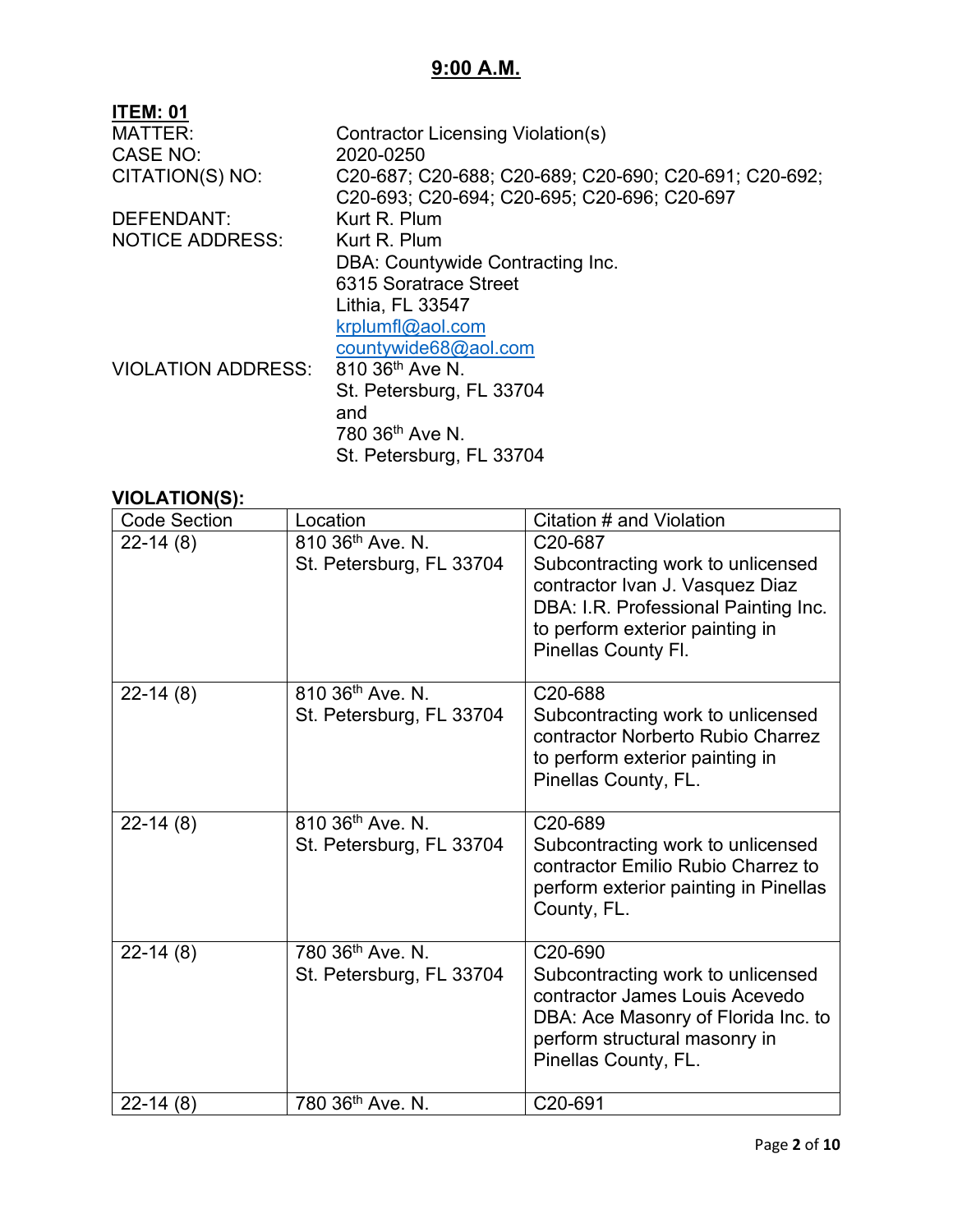# 9:00 A.M.

**ITEM: 01**

MATTER: Contractor Licensing Violation(s)

CASE NO: 2020-0250

CITATION(S) NO: C20-687; C20-688; C20-689; C20-690; C20-691; C20-692; C20-693; C20-694; C20-695; C20-696; C20-697

DEFENDANT: Kurt R. Plum

NOTICE ADDRESS: Kurt R. Plum
DBA: Countywide Contracting Inc.
6315 Soratrace Street
Lithia, FL 33547
krplumfl@aol.com
countywide68@aol.com

VIOLATION ADDRESS: 810 36th Ave N.
St. Petersburg, FL 33704
and
780 36th Ave N.
St. Petersburg, FL 33704

**VIOLATION(S):**

| Code Section | Location | Citation # and Violation |
|---|---|---|
| 22-14 (8) | 810 36th Ave. N. St. Petersburg, FL 33704 | C20-687 Subcontracting work to unlicensed contractor Ivan J. Vasquez Diaz DBA: I.R. Professional Painting Inc. to perform exterior painting in Pinellas County Fl. |
| 22-14 (8) | 810 36th Ave. N. St. Petersburg, FL 33704 | C20-688 Subcontracting work to unlicensed contractor Norberto Rubio Charrez to perform exterior painting in Pinellas County, FL. |
| 22-14 (8) | 810 36th Ave. N. St. Petersburg, FL 33704 | C20-689 Subcontracting work to unlicensed contractor Emilio Rubio Charrez to perform exterior painting in Pinellas County, FL. |
| 22-14 (8) | 780 36th Ave. N. St. Petersburg, FL 33704 | C20-690 Subcontracting work to unlicensed contractor James Louis Acevedo DBA: Ace Masonry of Florida Inc. to perform structural masonry in Pinellas County, FL. |
| 22-14 (8) | 780 36th Ave. N. | C20-691 |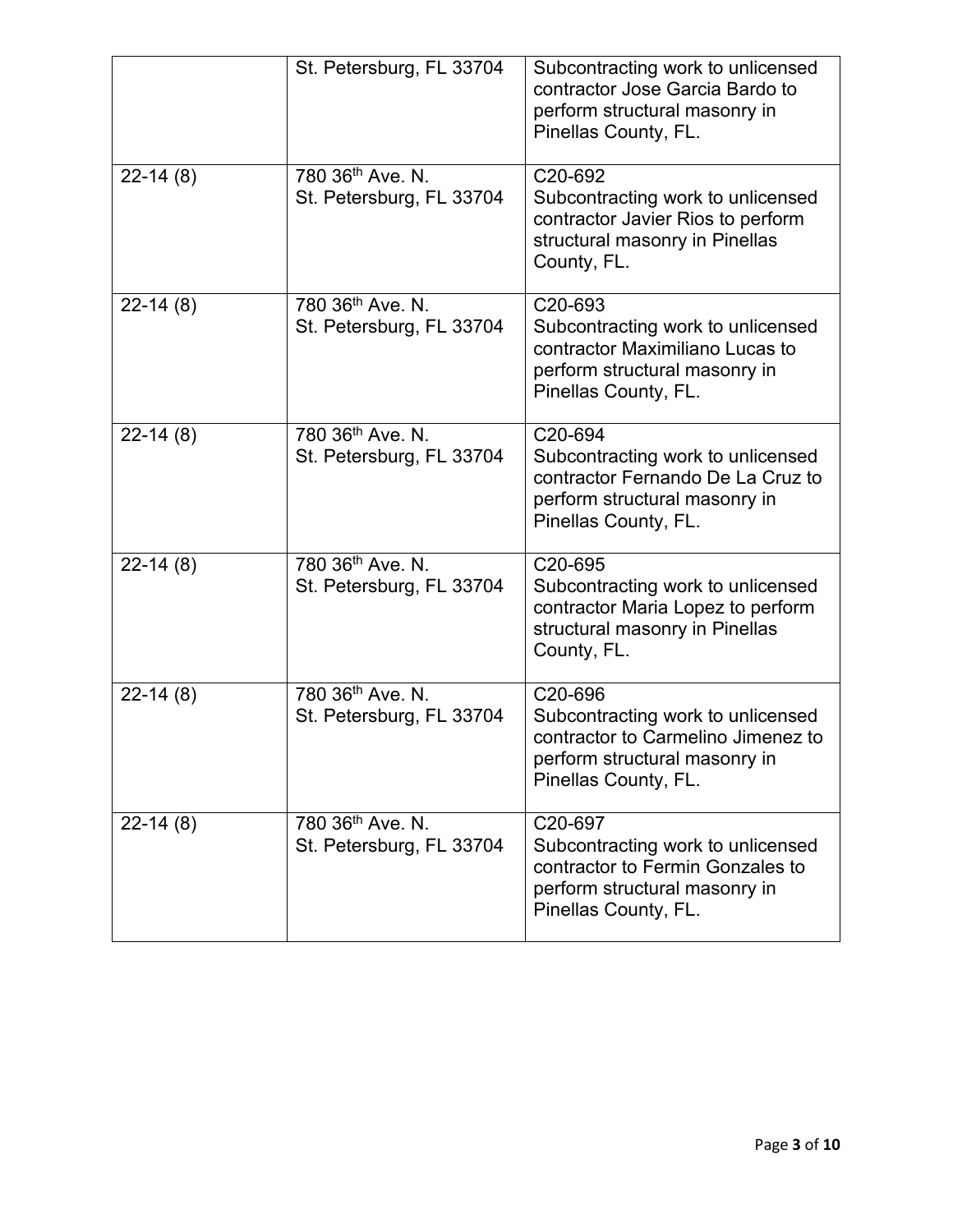| | | |
|---|---|---|
| | St. Petersburg, FL 33704 | Subcontracting work to unlicensed contractor Jose Garcia Bardo to perform structural masonry in Pinellas County, FL. |
| 22-14 (8) | 780 36th Ave. N.<br>St. Petersburg, FL 33704 | C20-692<br>Subcontracting work to unlicensed contractor Javier Rios to perform structural masonry in Pinellas County, FL. |
| 22-14 (8) | 780 36th Ave. N.<br>St. Petersburg, FL 33704 | C20-693<br>Subcontracting work to unlicensed contractor Maximiliano Lucas to perform structural masonry in Pinellas County, FL. |
| 22-14 (8) | 780 36th Ave. N.<br>St. Petersburg, FL 33704 | C20-694<br>Subcontracting work to unlicensed contractor Fernando De La Cruz to perform structural masonry in Pinellas County, FL. |
| 22-14 (8) | 780 36th Ave. N.<br>St. Petersburg, FL 33704 | C20-695<br>Subcontracting work to unlicensed contractor Maria Lopez to perform structural masonry in Pinellas County, FL. |
| 22-14 (8) | 780 36th Ave. N.<br>St. Petersburg, FL 33704 | C20-696<br>Subcontracting work to unlicensed contractor to Carmelino Jimenez to perform structural masonry in Pinellas County, FL. |
| 22-14 (8) | 780 36th Ave. N.<br>St. Petersburg, FL 33704 | C20-697<br>Subcontracting work to unlicensed contractor to Fermin Gonzales to perform structural masonry in Pinellas County, FL. |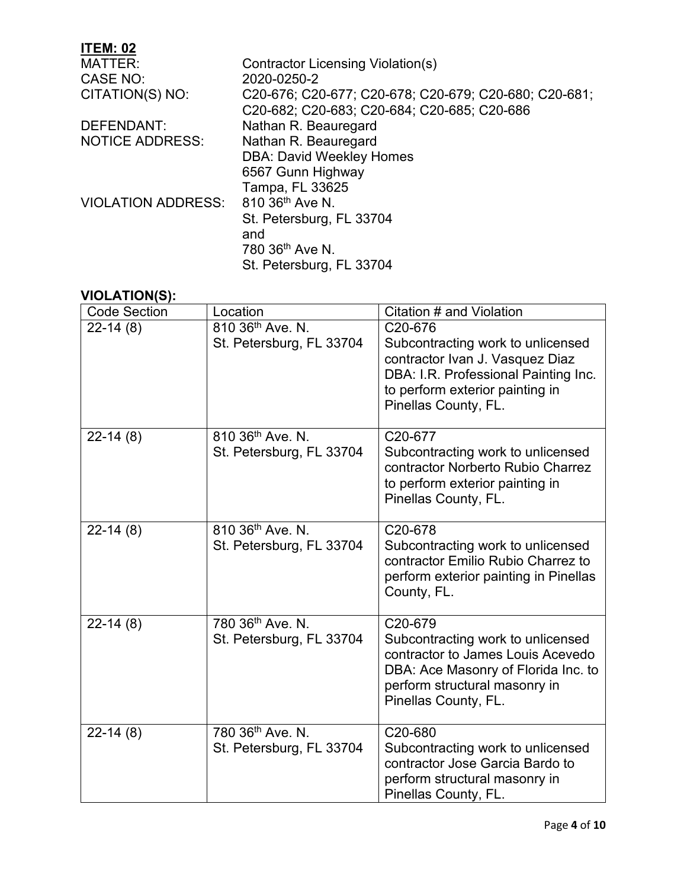**ITEM: 02**

MATTER: Contractor Licensing Violation(s)
CASE NO: 2020-0250-2
CITATION(S) NO: C20-676; C20-677; C20-678; C20-679; C20-680; C20-681; C20-682; C20-683; C20-684; C20-685; C20-686
DEFENDANT: Nathan R. Beauregard
NOTICE ADDRESS: Nathan R. Beauregard
DBA: David Weekley Homes
6567 Gunn Highway
Tampa, FL 33625
VIOLATION ADDRESS: 810 36th Ave N.
St. Petersburg, FL 33704
and
780 36th Ave N.
St. Petersburg, FL 33704

**VIOLATION(S):**

| Code Section | Location | Citation # and Violation |
|---|---|---|
| 22-14 (8) | 810 36th Ave. N. St. Petersburg, FL 33704 | C20-676 Subcontracting work to unlicensed contractor Ivan J. Vasquez Diaz DBA: I.R. Professional Painting Inc. to perform exterior painting in Pinellas County, FL. |
| 22-14 (8) | 810 36th Ave. N. St. Petersburg, FL 33704 | C20-677 Subcontracting work to unlicensed contractor Norberto Rubio Charrez to perform exterior painting in Pinellas County, FL. |
| 22-14 (8) | 810 36th Ave. N. St. Petersburg, FL 33704 | C20-678 Subcontracting work to unlicensed contractor Emilio Rubio Charrez to perform exterior painting in Pinellas County, FL. |
| 22-14 (8) | 780 36th Ave. N. St. Petersburg, FL 33704 | C20-679 Subcontracting work to unlicensed contractor to James Louis Acevedo DBA: Ace Masonry of Florida Inc. to perform structural masonry in Pinellas County, FL. |
| 22-14 (8) | 780 36th Ave. N. St. Petersburg, FL 33704 | C20-680 Subcontracting work to unlicensed contractor Jose Garcia Bardo to perform structural masonry in Pinellas County, FL. |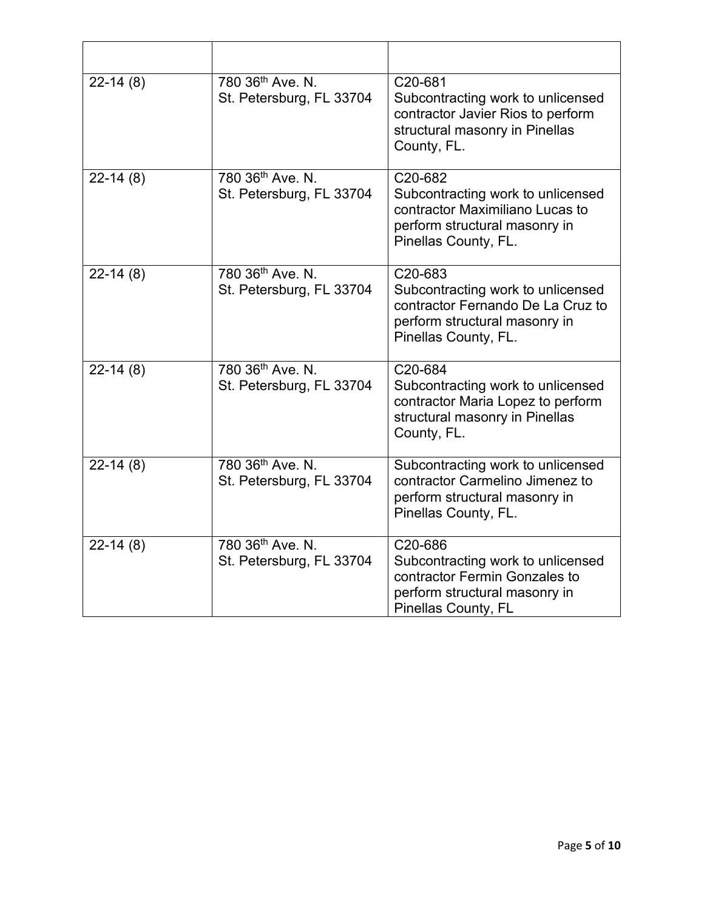| | | |
|---|---|---|
| 22-14 (8) | 780 36th Ave. N.<br>St. Petersburg, FL 33704 | C20-681<br>Subcontracting work to unlicensed contractor Javier Rios to perform structural masonry in Pinellas County, FL. |
| 22-14 (8) | 780 36th Ave. N.<br>St. Petersburg, FL 33704 | C20-682<br>Subcontracting work to unlicensed contractor Maximiliano Lucas to perform structural masonry in Pinellas County, FL. |
| 22-14 (8) | 780 36th Ave. N.<br>St. Petersburg, FL 33704 | C20-683<br>Subcontracting work to unlicensed contractor Fernando De La Cruz to perform structural masonry in Pinellas County, FL. |
| 22-14 (8) | 780 36th Ave. N.<br>St. Petersburg, FL 33704 | C20-684<br>Subcontracting work to unlicensed contractor Maria Lopez to perform structural masonry in Pinellas County, FL. |
| 22-14 (8) | 780 36th Ave. N.<br>St. Petersburg, FL 33704 | Subcontracting work to unlicensed contractor Carmelino Jimenez to perform structural masonry in Pinellas County, FL. |
| 22-14 (8) | 780 36th Ave. N.<br>St. Petersburg, FL 33704 | C20-686<br>Subcontracting work to unlicensed contractor Fermin Gonzales to perform structural masonry in Pinellas County, FL |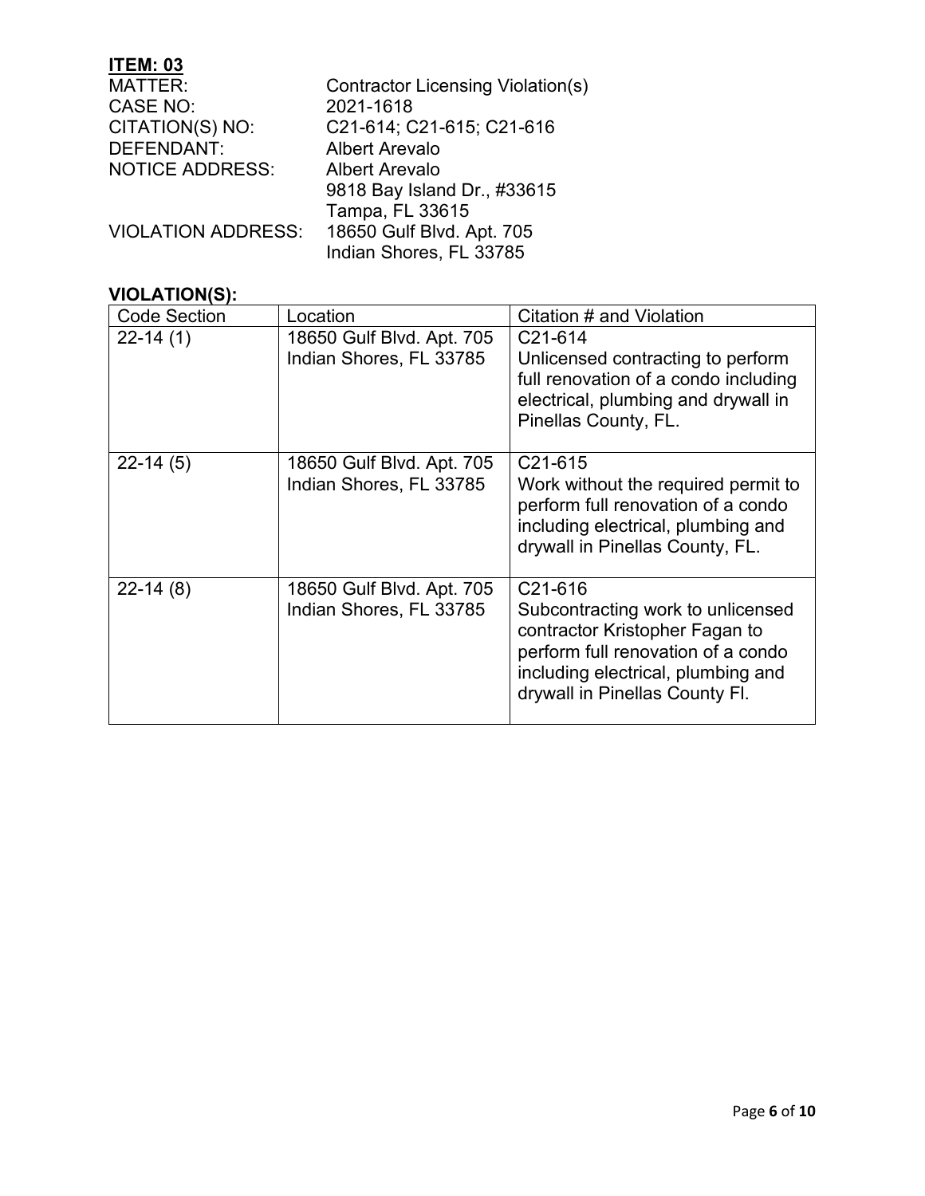**ITEM: 03**

MATTER: Contractor Licensing Violation(s)
CASE NO: 2021-1618
CITATION(S) NO: C21-614; C21-615; C21-616
DEFENDANT: Albert Arevalo
NOTICE ADDRESS: Albert Arevalo
9818 Bay Island Dr., #33615
Tampa, FL 33615
VIOLATION ADDRESS: 18650 Gulf Blvd. Apt. 705
Indian Shores, FL 33785

**VIOLATION(S):**

| Code Section | Location | Citation # and Violation |
|---|---|---|
| 22-14 (1) | 18650 Gulf Blvd. Apt. 705 Indian Shores, FL 33785 | C21-614 Unlicensed contracting to perform full renovation of a condo including electrical, plumbing and drywall in Pinellas County, FL. |
| 22-14 (5) | 18650 Gulf Blvd. Apt. 705 Indian Shores, FL 33785 | C21-615 Work without the required permit to perform full renovation of a condo including electrical, plumbing and drywall in Pinellas County, FL. |
| 22-14 (8) | 18650 Gulf Blvd. Apt. 705 Indian Shores, FL 33785 | C21-616 Subcontracting work to unlicensed contractor Kristopher Fagan to perform full renovation of a condo including electrical, plumbing and drywall in Pinellas County Fl. |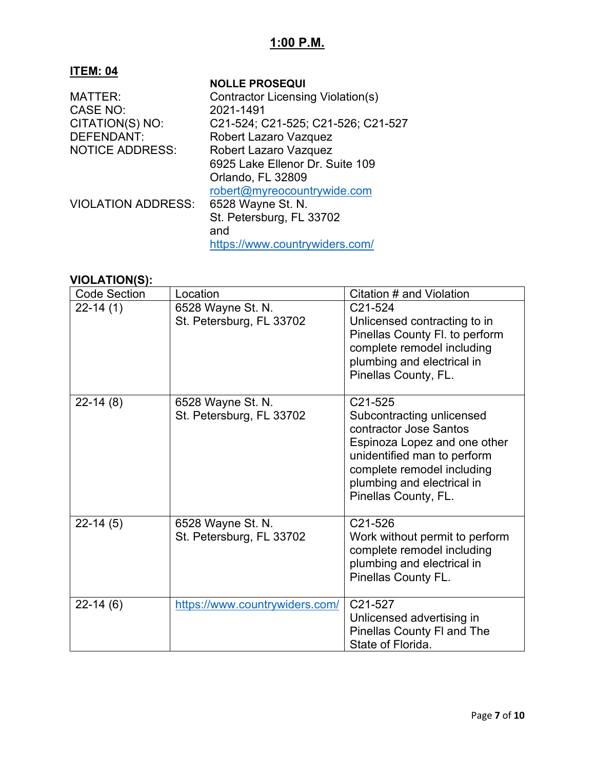**1:00 P.M.**

**ITEM: 04**

| | |
|---|---|
| | **NOLLE PROSEQUI** |
| MATTER: | Contractor Licensing Violation(s) |
| CASE NO: | 2021-1491 |
| CITATION(S) NO: | C21-524; C21-525; C21-526; C21-527 |
| DEFENDANT: | Robert Lazaro Vazquez |
| NOTICE ADDRESS: | Robert Lazaro Vazquez<br>6925 Lake Ellenor Dr. Suite 109<br>Orlando, FL 32809<br>robert@myreocountrywide.com |
| VIOLATION ADDRESS: | 6528 Wayne St. N.<br>St. Petersburg, FL 33702<br>and<br>https://www.countrywiders.com/ |

**VIOLATION(S):**

| Code Section | Location | Citation # and Violation |
|---|---|---|
| 22-14 (1) | 6528 Wayne St. N.<br>St. Petersburg, FL 33702 | C21-524<br>Unlicensed contracting to in Pinellas County Fl. to perform complete remodel including plumbing and electrical in Pinellas County, FL. |
| 22-14 (8) | 6528 Wayne St. N.<br>St. Petersburg, FL 33702 | C21-525<br>Subcontracting unlicensed contractor Jose Santos Espinoza Lopez and one other unidentified man to perform complete remodel including plumbing and electrical in Pinellas County, FL. |
| 22-14 (5) | 6528 Wayne St. N.<br>St. Petersburg, FL 33702 | C21-526<br>Work without permit to perform complete remodel including plumbing and electrical in Pinellas County FL. |
| 22-14 (6) | https://www.countrywiders.com/ | C21-527<br>Unlicensed advertising in Pinellas County Fl and The State of Florida. |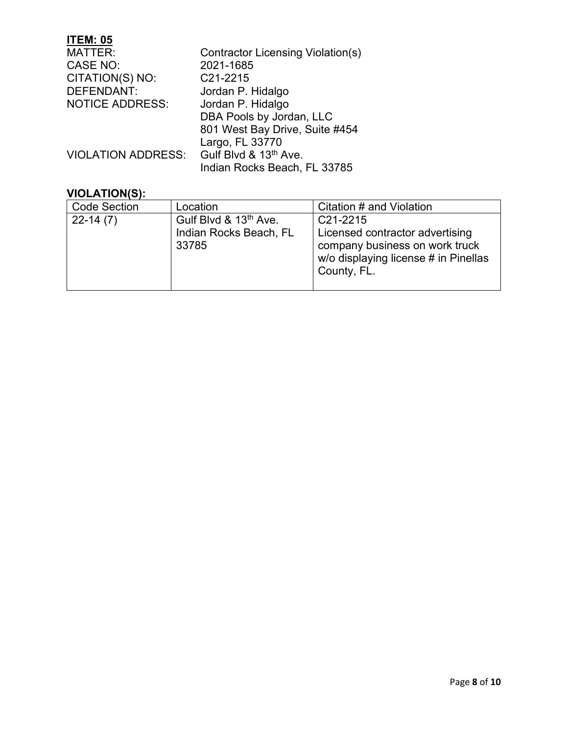**ITEM: 05**

MATTER: Contractor Licensing Violation(s)
CASE NO: 2021-1685
CITATION(S) NO: C21-2215
DEFENDANT: Jordan P. Hidalgo
NOTICE ADDRESS: Jordan P. Hidalgo
DBA Pools by Jordan, LLC
801 West Bay Drive, Suite #454
Largo, FL 33770
VIOLATION ADDRESS: Gulf Blvd & 13th Ave.
Indian Rocks Beach, FL 33785

**VIOLATION(S):**

| Code Section | Location | Citation # and Violation |
|---|---|---|
| 22-14 (7) | Gulf Blvd & 13th Ave. Indian Rocks Beach, FL 33785 | C21-2215 Licensed contractor advertising company business on work truck w/o displaying license # in Pinellas County, FL. |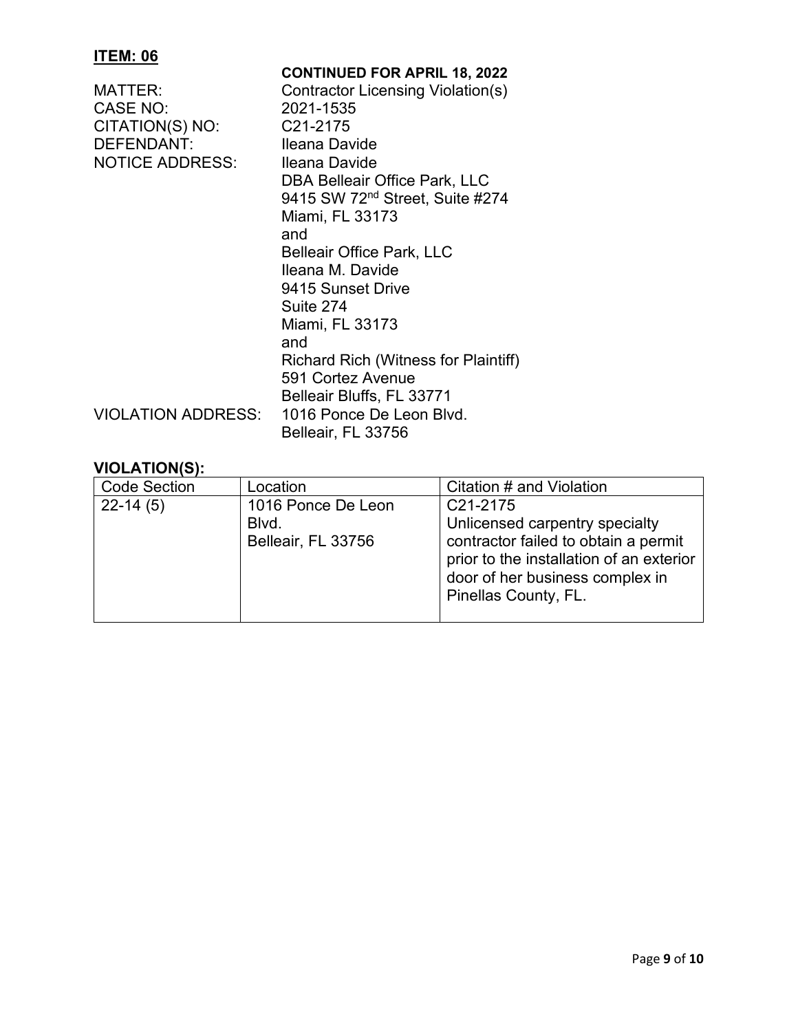## ITEM: 06

**CONTINUED FOR APRIL 18, 2022**

MATTER: Contractor Licensing Violation(s)
CASE NO: 2021-1535
CITATION(S) NO: C21-2175
DEFENDANT: Ileana Davide
NOTICE ADDRESS: Ileana Davide
DBA Belleair Office Park, LLC
9415 SW 72nd Street, Suite #274
Miami, FL 33173
and
Belleair Office Park, LLC
Ileana M. Davide
9415 Sunset Drive
Suite 274
Miami, FL 33173
and
Richard Rich (Witness for Plaintiff)
591 Cortez Avenue
Belleair Bluffs, FL 33771
VIOLATION ADDRESS: 1016 Ponce De Leon Blvd.
Belleair, FL 33756

### VIOLATION(S):

| Code Section | Location | Citation # and Violation |
|---|---|---|
| 22-14 (5) | 1016 Ponce De Leon Blvd. Belleair, FL 33756 | C21-2175 Unlicensed carpentry specialty contractor failed to obtain a permit prior to the installation of an exterior door of her business complex in Pinellas County, FL. |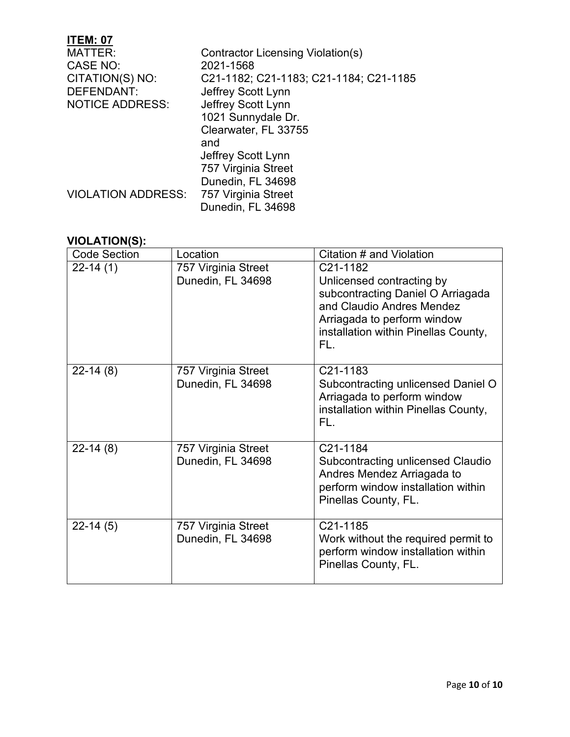**ITEM: 07**

MATTER: Contractor Licensing Violation(s)
CASE NO: 2021-1568
CITATION(S) NO: C21-1182; C21-1183; C21-1184; C21-1185
DEFENDANT: Jeffrey Scott Lynn
NOTICE ADDRESS: Jeffrey Scott Lynn
1021 Sunnydale Dr.
Clearwater, FL 33755
and
Jeffrey Scott Lynn
757 Virginia Street
Dunedin, FL 34698
VIOLATION ADDRESS: 757 Virginia Street
Dunedin, FL 34698

**VIOLATION(S):**

| Code Section | Location | Citation # and Violation |
|---|---|---|
| 22-14 (1) | 757 Virginia Street Dunedin, FL 34698 | C21-1182 Unlicensed contracting by subcontracting Daniel O Arriagada and Claudio Andres Mendez Arriagada to perform window installation within Pinellas County, FL. |
| 22-14 (8) | 757 Virginia Street Dunedin, FL 34698 | C21-1183 Subcontracting unlicensed Daniel O Arriagada to perform window installation within Pinellas County, FL. |
| 22-14 (8) | 757 Virginia Street Dunedin, FL 34698 | C21-1184 Subcontracting unlicensed Claudio Andres Mendez Arriagada to perform window installation within Pinellas County, FL. |
| 22-14 (5) | 757 Virginia Street Dunedin, FL 34698 | C21-1185 Work without the required permit to perform window installation within Pinellas County, FL. |